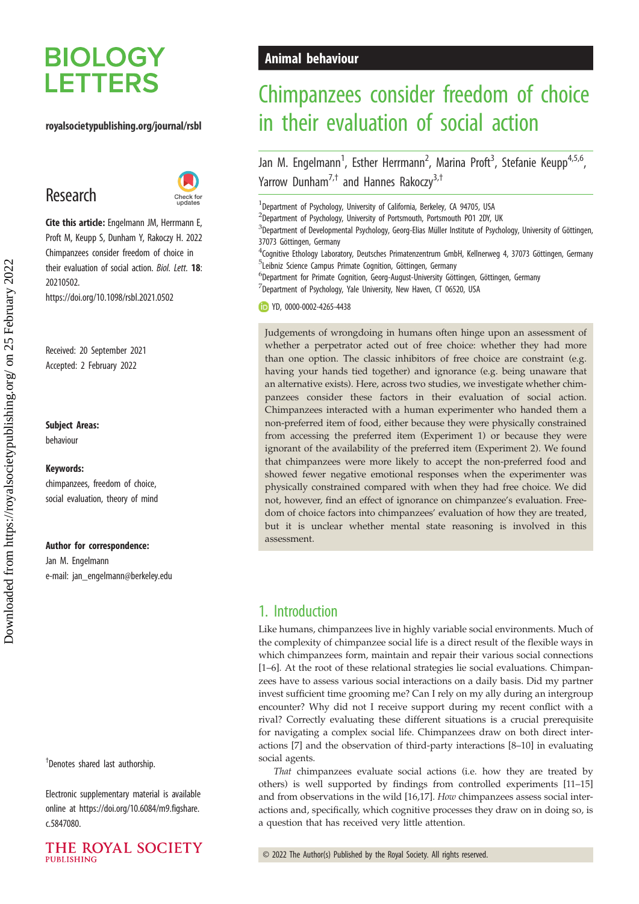# BIOLOGY LETTERS

royalsocietypublishing.org/journal/rsbl

## Research

**Cite this article:** Engelmann JM, Herrmann E, Proft M, Keupp S, Dunham Y, Rakoczy H. 2022 Chimpanzees consider freedom of choice in their evaluation of social action. *Biol. Lett.* **18**: 20210502. https://doi.org/10.1098/rsbl.2021.0502

Received: 20 September 2021
Accepted: 2 February 2022

**Subject Areas:**
behaviour

**Keywords:**
chimpanzees, freedom of choice, social evaluation, theory of mind

**Author for correspondence:**
Jan M. Engelmann
e-mail: jan_engelmann@berkeley.edu

†Denotes shared last authorship.

Electronic supplementary material is available online at https://doi.org/10.6084/m9.figshare.c.5847080.

Animal behaviour

# Chimpanzees consider freedom of choice in their evaluation of social action

Jan M. Engelmann[1], Esther Herrmann[2], Marina Proft[3], Stefanie Keupp[4,5,6], Yarrow Dunham[7,†] and Hannes Rakoczy[3,†]

[1]Department of Psychology, University of California, Berkeley, CA 94705, USA
[2]Department of Psychology, University of Portsmouth, Portsmouth PO1 2DY, UK
[3]Department of Developmental Psychology, Georg-Elias Müller Institute of Psychology, University of Göttingen, 37073 Göttingen, Germany
[4]Cognitive Ethology Laboratory, Deutsches Primatenzentrum GmbH, Kellnerweg 4, 37073 Göttingen, Germany
[5]Leibniz Science Campus Primate Cognition, Göttingen, Germany
[6]Department for Primate Cognition, Georg-August-University Göttingen, Göttingen, Germany
[7]Department of Psychology, Yale University, New Haven, CT 06520, USA

YD, 0000-0002-4265-4438

Judgements of wrongdoing in humans often hinge upon an assessment of whether a perpetrator acted out of free choice: whether they had more than one option. The classic inhibitors of free choice are constraint (e.g. having your hands tied together) and ignorance (e.g. being unaware that an alternative exists). Here, across two studies, we investigate whether chimpanzees consider these factors in their evaluation of social action. Chimpanzees interacted with a human experimenter who handed them a non-preferred item of food, either because they were physically constrained from accessing the preferred item (Experiment 1) or because they were ignorant of the availability of the preferred item (Experiment 2). We found that chimpanzees were more likely to accept the non-preferred food and showed fewer negative emotional responses when the experimenter was physically constrained compared with when they had free choice. We did not, however, find an effect of ignorance on chimpanzee's evaluation. Freedom of choice factors into chimpanzees' evaluation of how they are treated, but it is unclear whether mental state reasoning is involved in this assessment.

## 1. Introduction

Like humans, chimpanzees live in highly variable social environments. Much of the complexity of chimpanzee social life is a direct result of the flexible ways in which chimpanzees form, maintain and repair their various social connections [1–6]. At the root of these relational strategies lie social evaluations. Chimpanzees have to assess various social interactions on a daily basis. Did my partner invest sufficient time grooming me? Can I rely on my ally during an intergroup encounter? Why did not I receive support during my recent conflict with a rival? Correctly evaluating these different situations is a crucial prerequisite for navigating a complex social life. Chimpanzees draw on both direct interactions [7] and the observation of third-party interactions [8–10] in evaluating social agents.

*That* chimpanzees evaluate social actions (i.e. how they are treated by others) is well supported by findings from controlled experiments [11–15] and from observations in the wild [16,17]. *How* chimpanzees assess social interactions and, specifically, which cognitive processes they draw on in doing so, is a question that has received very little attention.

© 2022 The Author(s) Published by the Royal Society. All rights reserved.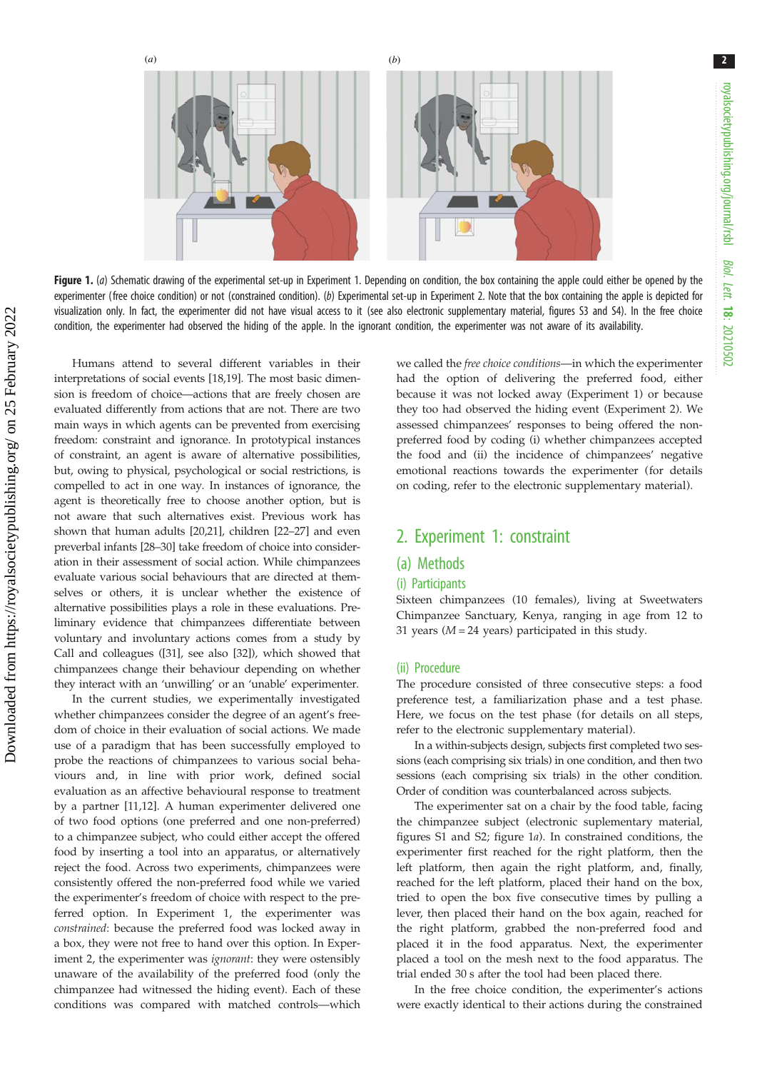**Figure 1.** (*a*) Schematic drawing of the experimental set-up in Experiment 1. Depending on condition, the box containing the apple could either be opened by the experimenter (free choice condition) or not (constrained condition). (*b*) Experimental set-up in Experiment 2. Note that the box containing the apple is depicted for visualization only. In fact, the experimenter did not have visual access to it (see also electronic supplementary material, figures S3 and S4). In the free choice condition, the experimenter had observed the hiding of the apple. In the ignorant condition, the experimenter was not aware of its availability.

Humans attend to several different variables in their interpretations of social events [18,19]. The most basic dimension is freedom of choice—actions that are freely chosen are evaluated differently from actions that are not. There are two main ways in which agents can be prevented from exercising freedom: constraint and ignorance. In prototypical instances of constraint, an agent is aware of alternative possibilities, but, owing to physical, psychological or social restrictions, is compelled to act in one way. In instances of ignorance, the agent is theoretically free to choose another option, but is not aware that such alternatives exist. Previous work has shown that human adults [20,21], children [22–27] and even preverbal infants [28–30] take freedom of choice into consideration in their assessment of social action. While chimpanzees evaluate various social behaviours that are directed at themselves or others, it is unclear whether the existence of alternative possibilities plays a role in these evaluations. Preliminary evidence that chimpanzees differentiate between voluntary and involuntary actions comes from a study by Call and colleagues ([31], see also [32]), which showed that chimpanzees change their behaviour depending on whether they interact with an 'unwilling' or an 'unable' experimenter.

In the current studies, we experimentally investigated whether chimpanzees consider the degree of an agent's freedom of choice in their evaluation of social actions. We made use of a paradigm that has been successfully employed to probe the reactions of chimpanzees to various social behaviours and, in line with prior work, defined social evaluation as an affective behavioural response to treatment by a partner [11,12]. A human experimenter delivered one of two food options (one preferred and one non-preferred) to a chimpanzee subject, who could either accept the offered food by inserting a tool into an apparatus, or alternatively reject the food. Across two experiments, chimpanzees were consistently offered the non-preferred food while we varied the experimenter's freedom of choice with respect to the preferred option. In Experiment 1, the experimenter was *constrained*: because the preferred food was locked away in a box, they were not free to hand over this option. In Experiment 2, the experimenter was *ignorant*: they were ostensibly unaware of the availability of the preferred food (only the chimpanzee had witnessed the hiding event). Each of these conditions was compared with matched controls—which we called the *free choice conditions*—in which the experimenter had the option of delivering the preferred food, either because it was not locked away (Experiment 1) or because they too had observed the hiding event (Experiment 2). We assessed chimpanzees' responses to being offered the non-preferred food by coding (i) whether chimpanzees accepted the food and (ii) the incidence of chimpanzees' negative emotional reactions towards the experimenter (for details on coding, refer to the electronic supplementary material).

## 2. Experiment 1: constraint

### (a) Methods

#### (i) Participants

Sixteen chimpanzees (10 females), living at Sweetwaters Chimpanzee Sanctuary, Kenya, ranging in age from 12 to 31 years ($M = 24$ years) participated in this study.

#### (ii) Procedure

The procedure consisted of three consecutive steps: a food preference test, a familiarization phase and a test phase. Here, we focus on the test phase (for details on all steps, refer to the electronic supplementary material).

In a within-subjects design, subjects first completed two sessions (each comprising six trials) in one condition, and then two sessions (each comprising six trials) in the other condition. Order of condition was counterbalanced across subjects.

The experimenter sat on a chair by the food table, facing the chimpanzee subject (electronic suplementary material, figures S1 and S2; figure 1*a*). In constrained conditions, the experimenter first reached for the right platform, then the left platform, then again the right platform, and, finally, reached for the left platform, placed their hand on the box, tried to open the box five consecutive times by pulling a lever, then placed their hand on the box again, reached for the right platform, grabbed the non-preferred food and placed it in the food apparatus. Next, the experimenter placed a tool on the mesh next to the food apparatus. The trial ended 30 s after the tool had been placed there.

In the free choice condition, the experimenter's actions were exactly identical to their actions during the constrained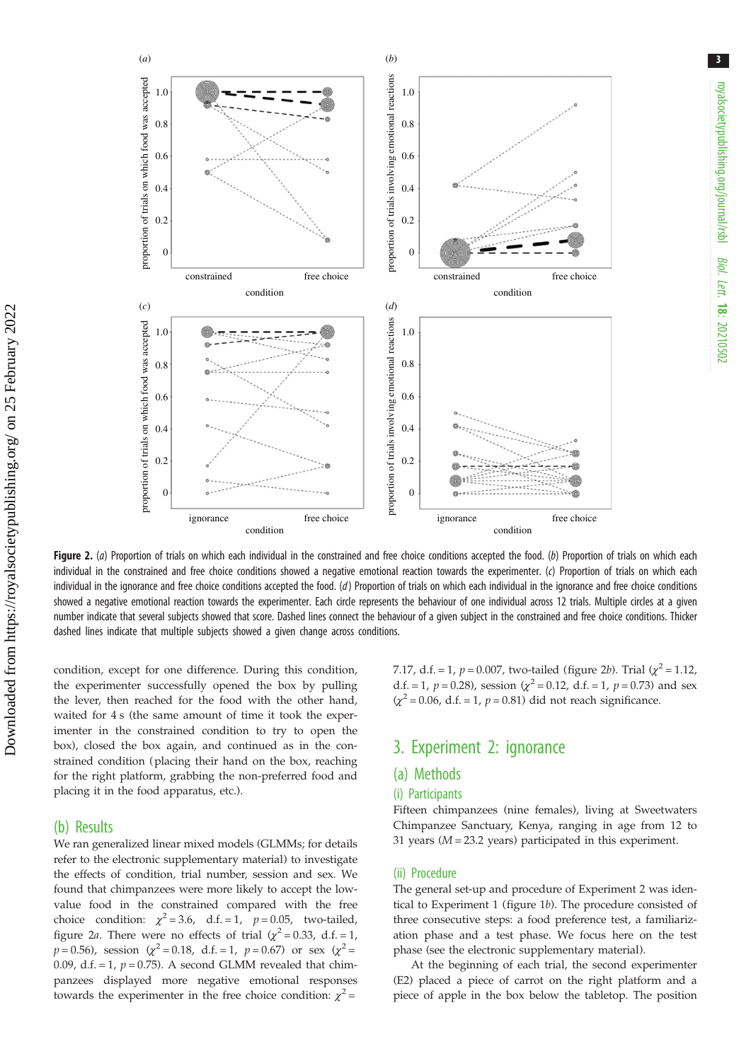**Figure 2.** (*a*) Proportion of trials on which each individual in the constrained and free choice conditions accepted the food. (*b*) Proportion of trials on which each individual in the constrained and free choice conditions showed a negative emotional reaction towards the experimenter. (*c*) Proportion of trials on which each individual in the ignorance and free choice conditions accepted the food. (*d*) Proportion of trials on which each individual in the ignorance and free choice conditions showed a negative emotional reaction towards the experimenter. Each circle represents the behaviour of one individual across 12 trials. Multiple circles at a given number indicate that several subjects showed that score. Dashed lines connect the behaviour of a given subject in the constrained and free choice conditions. Thicker dashed lines indicate that multiple subjects showed a given change across conditions.

condition, except for one difference. During this condition, the experimenter successfully opened the box by pulling the lever, then reached for the food with the other hand, waited for 4 s (the same amount of time it took the experimenter in the constrained condition to try to open the box), closed the box again, and continued as in the constrained condition (placing their hand on the box, reaching for the right platform, grabbing the non-preferred food and placing it in the food apparatus, etc.).

## (b) Results

We ran generalized linear mixed models (GLMMs; for details refer to the electronic supplementary material) to investigate the effects of condition, trial number, session and sex. We found that chimpanzees were more likely to accept the low-value food in the constrained compared with the free choice condition: $\chi^2 = 3.6$, d.f. = 1, $p = 0.05$, two-tailed, figure 2*a*. There were no effects of trial ($\chi^2 = 0.33$, d.f. = 1, $p = 0.56$), session ($\chi^2 = 0.18$, d.f. = 1, $p = 0.67$) or sex ($\chi^2 = 0.09$, d.f. = 1, $p = 0.75$). A second GLMM revealed that chimpanzees displayed more negative emotional responses towards the experimenter in the free choice condition: $\chi^2 = 7.17$, d.f. = 1, $p = 0.007$, two-tailed (figure 2*b*). Trial ($\chi^2 = 1.12$, d.f. = 1, $p = 0.28$), session ($\chi^2 = 0.12$, d.f. = 1, $p = 0.73$) and sex ($\chi^2 = 0.06$, d.f. = 1, $p = 0.81$) did not reach significance.

# 3. Experiment 2: ignorance

## (a) Methods

### (i) Participants

Fifteen chimpanzees (nine females), living at Sweetwaters Chimpanzee Sanctuary, Kenya, ranging in age from 12 to 31 years ($M = 23.2$ years) participated in this experiment.

### (ii) Procedure

The general set-up and procedure of Experiment 2 was identical to Experiment 1 (figure 1*b*). The procedure consisted of three consecutive steps: a food preference test, a familiarization phase and a test phase. We focus here on the test phase (see the electronic supplementary material).

At the beginning of each trial, the second experimenter (E2) placed a piece of carrot on the right platform and a piece of apple in the box below the tabletop. The position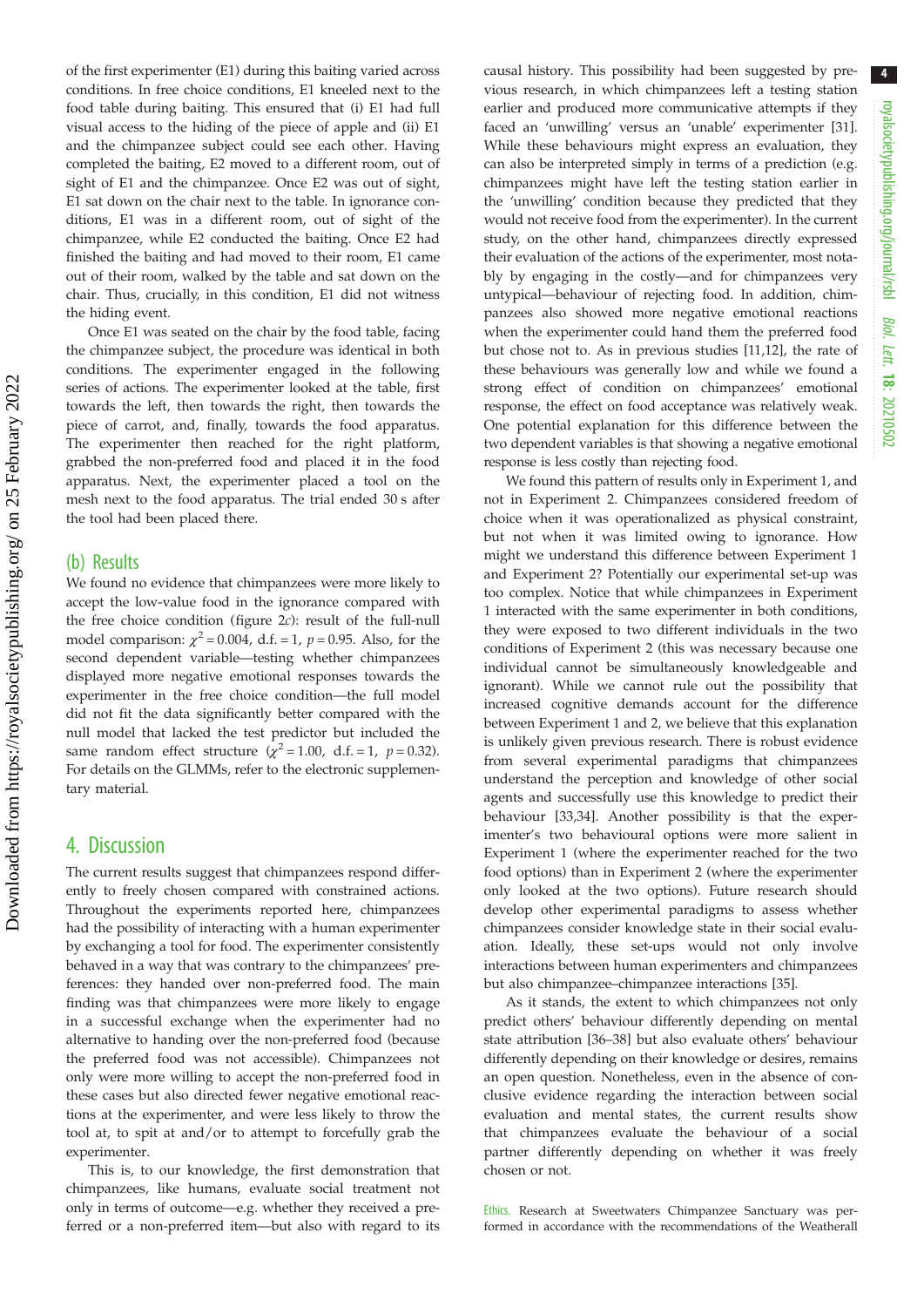of the first experimenter (E1) during this baiting varied across conditions. In free choice conditions, E1 kneeled next to the food table during baiting. This ensured that (i) E1 had full visual access to the hiding of the piece of apple and (ii) E1 and the chimpanzee subject could see each other. Having completed the baiting, E2 moved to a different room, out of sight of E1 and the chimpanzee. Once E2 was out of sight, E1 sat down on the chair next to the table. In ignorance conditions, E1 was in a different room, out of sight of the chimpanzee, while E2 conducted the baiting. Once E2 had finished the baiting and had moved to their room, E1 came out of their room, walked by the table and sat down on the chair. Thus, crucially, in this condition, E1 did not witness the hiding event.

Once E1 was seated on the chair by the food table, facing the chimpanzee subject, the procedure was identical in both conditions. The experimenter engaged in the following series of actions. The experimenter looked at the table, first towards the left, then towards the right, then towards the piece of carrot, and, finally, towards the food apparatus. The experimenter then reached for the right platform, grabbed the non-preferred food and placed it in the food apparatus. Next, the experimenter placed a tool on the mesh next to the food apparatus. The trial ended 30 s after the tool had been placed there.

## (b) Results

We found no evidence that chimpanzees were more likely to accept the low-value food in the ignorance compared with the free choice condition (figure 2*c*): result of the full-null model comparison: $\chi^2 = 0.004$, d.f. = 1, $p = 0.95$. Also, for the second dependent variable—testing whether chimpanzees displayed more negative emotional responses towards the experimenter in the free choice condition—the full model did not fit the data significantly better compared with the null model that lacked the test predictor but included the same random effect structure ($\chi^2 = 1.00$, d.f. = 1, $p = 0.32$). For details on the GLMMs, refer to the electronic supplementary material.

# 4. Discussion

The current results suggest that chimpanzees respond differently to freely chosen compared with constrained actions. Throughout the experiments reported here, chimpanzees had the possibility of interacting with a human experimenter by exchanging a tool for food. The experimenter consistently behaved in a way that was contrary to the chimpanzees' preferences: they handed over non-preferred food. The main finding was that chimpanzees were more likely to engage in a successful exchange when the experimenter had no alternative to handing over the non-preferred food (because the preferred food was not accessible). Chimpanzees not only were more willing to accept the non-preferred food in these cases but also directed fewer negative emotional reactions at the experimenter, and were less likely to throw the tool at, to spit at and/or to attempt to forcefully grab the experimenter.

This is, to our knowledge, the first demonstration that chimpanzees, like humans, evaluate social treatment not only in terms of outcome—e.g. whether they received a preferred or a non-preferred item—but also with regard to its causal history. This possibility had been suggested by previous research, in which chimpanzees left a testing station earlier and produced more communicative attempts if they faced an 'unwilling' versus an 'unable' experimenter [31]. While these behaviours might express an evaluation, they can also be interpreted simply in terms of a prediction (e.g. chimpanzees might have left the testing station earlier in the 'unwilling' condition because they predicted that they would not receive food from the experimenter). In the current study, on the other hand, chimpanzees directly expressed their evaluation of the actions of the experimenter, most notably by engaging in the costly—and for chimpanzees very untypical—behaviour of rejecting food. In addition, chimpanzees also showed more negative emotional reactions when the experimenter could hand them the preferred food but chose not to. As in previous studies [11,12], the rate of these behaviours was generally low and while we found a strong effect of condition on chimpanzees' emotional response, the effect on food acceptance was relatively weak. One potential explanation for this difference between the two dependent variables is that showing a negative emotional response is less costly than rejecting food.

We found this pattern of results only in Experiment 1, and not in Experiment 2. Chimpanzees considered freedom of choice when it was operationalized as physical constraint, but not when it was limited owing to ignorance. How might we understand this difference between Experiment 1 and Experiment 2? Potentially our experimental set-up was too complex. Notice that while chimpanzees in Experiment 1 interacted with the same experimenter in both conditions, they were exposed to two different individuals in the two conditions of Experiment 2 (this was necessary because one individual cannot be simultaneously knowledgeable and ignorant). While we cannot rule out the possibility that increased cognitive demands account for the difference between Experiment 1 and 2, we believe that this explanation is unlikely given previous research. There is robust evidence from several experimental paradigms that chimpanzees understand the perception and knowledge of other social agents and successfully use this knowledge to predict their behaviour [33,34]. Another possibility is that the experimenter's two behavioural options were more salient in Experiment 1 (where the experimenter reached for the two food options) than in Experiment 2 (where the experimenter only looked at the two options). Future research should develop other experimental paradigms to assess whether chimpanzees consider knowledge state in their social evaluation. Ideally, these set-ups would not only involve interactions between human experimenters and chimpanzees but also chimpanzee–chimpanzee interactions [35].

As it stands, the extent to which chimpanzees not only predict others' behaviour differently depending on mental state attribution [36–38] but also evaluate others' behaviour differently depending on their knowledge or desires, remains an open question. Nonetheless, even in the absence of conclusive evidence regarding the interaction between social evaluation and mental states, the current results show that chimpanzees evaluate the behaviour of a social partner differently depending on whether it was freely chosen or not.

Ethics. Research at Sweetwaters Chimpanzee Sanctuary was performed in accordance with the recommendations of the Weatherall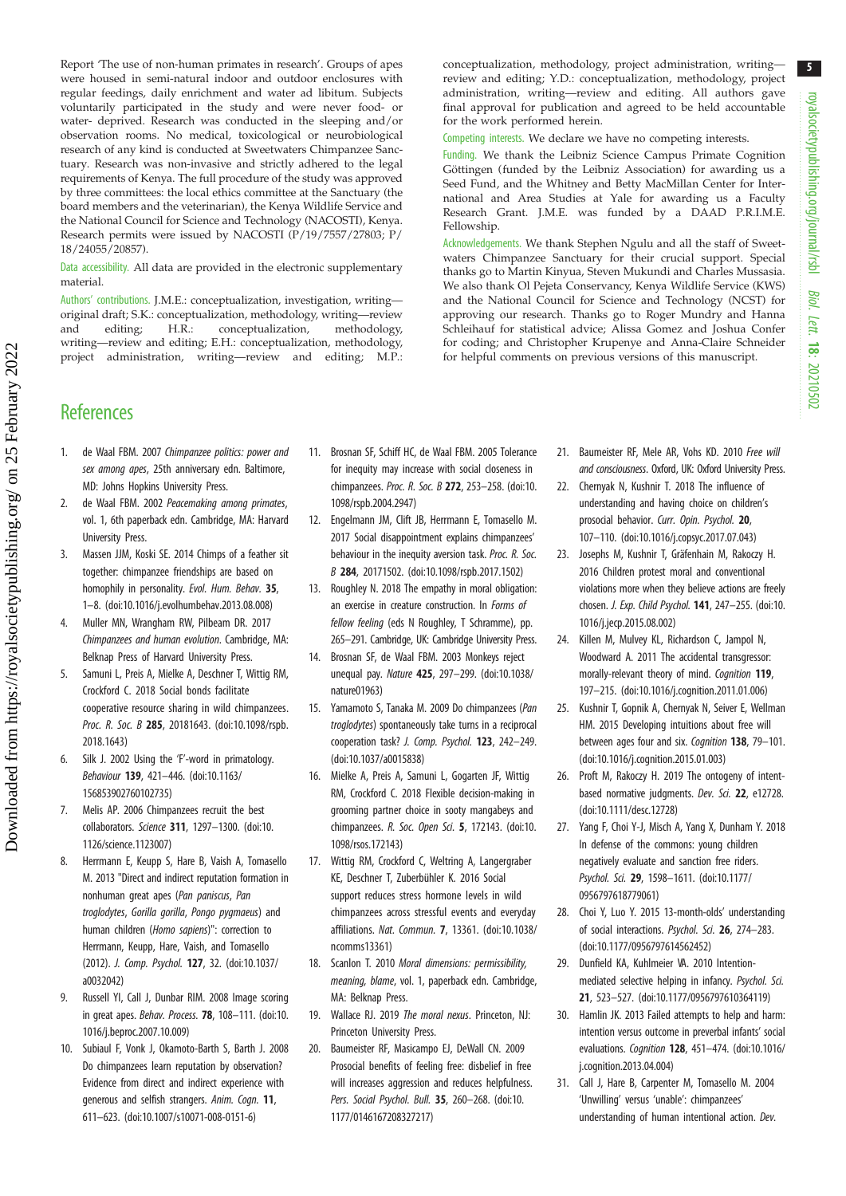Report 'The use of non-human primates in research'. Groups of apes were housed in semi-natural indoor and outdoor enclosures with regular feedings, daily enrichment and water ad libitum. Subjects voluntarily participated in the study and were never food- or water- deprived. Research was conducted in the sleeping and/or observation rooms. No medical, toxicological or neurobiological research of any kind is conducted at Sweetwaters Chimpanzee Sanctuary. Research was non-invasive and strictly adhered to the legal requirements of Kenya. The full procedure of the study was approved by three committees: the local ethics committee at the Sanctuary (the board members and the veterinarian), the Kenya Wildlife Service and the National Council for Science and Technology (NACOSTI), Kenya. Research permits were issued by NACOSTI (P/19/7557/27803; P/18/24055/20857).

Data accessibility. All data are provided in the electronic supplementary material.

Authors' contributions. J.M.E.: conceptualization, investigation, writing—original draft; S.K.: conceptualization, methodology, writing—review and editing; H.R.: conceptualization, methodology, writing—review and editing; E.H.: conceptualization, methodology, project administration, writing—review and editing; M.P.: conceptualization, methodology, project administration, writing—review and editing; Y.D.: conceptualization, methodology, project administration, writing—review and editing. All authors gave final approval for publication and agreed to be held accountable for the work performed herein.

Competing interests. We declare we have no competing interests.

Funding. We thank the Leibniz Science Campus Primate Cognition Göttingen (funded by the Leibniz Association) for awarding us a Seed Fund, and the Whitney and Betty MacMillan Center for International and Area Studies at Yale for awarding us a Faculty Research Grant. J.M.E. was funded by a DAAD P.R.I.M.E. Fellowship.

Acknowledgements. We thank Stephen Ngulu and all the staff of Sweetwaters Chimpanzee Sanctuary for their crucial support. Special thanks go to Martin Kinyua, Steven Mukundi and Charles Mussasia. We also thank Ol Pejeta Conservancy, Kenya Wildlife Service (KWS) and the National Council for Science and Technology (NCST) for approving our research. Thanks go to Roger Mundry and Hanna Schleihauf for statistical advice; Alissa Gomez and Joshua Confer for coding; and Christopher Krupenye and Anna-Claire Schneider for helpful comments on previous versions of this manuscript.

## References

1. de Waal FBM. 2007 *Chimpanzee politics: power and sex among apes*, 25th anniversary edn. Baltimore, MD: Johns Hopkins University Press.
2. de Waal FBM. 2002 *Peacemaking among primates*, vol. 1, 6th paperback edn. Cambridge, MA: Harvard University Press.
3. Massen JJM, Koski SE. 2014 Chimps of a feather sit together: chimpanzee friendships are based on homophily in personality. *Evol. Hum. Behav.* **35**, 1–8. (doi:10.1016/j.evolhumbehav.2013.08.008)
4. Muller MN, Wrangham RW, Pilbeam DR. 2017 *Chimpanzees and human evolution*. Cambridge, MA: Belknap Press of Harvard University Press.
5. Samuni L, Preis A, Mielke A, Deschner T, Wittig RM, Crockford C. 2018 Social bonds facilitate cooperative resource sharing in wild chimpanzees. *Proc. R. Soc. B* **285**, 20181643. (doi:10.1098/rspb.2018.1643)
6. Silk J. 2002 Using the 'F'-word in primatology. *Behaviour* **139**, 421–446. (doi:10.1163/156853902760102735)
7. Melis AP. 2006 Chimpanzees recruit the best collaborators. *Science* **311**, 1297–1300. (doi:10.1126/science.1123007)
8. Herrmann E, Keupp S, Hare B, Vaish A, Tomasello M. 2013 "Direct and indirect reputation formation in nonhuman great apes (*Pan paniscus*, *Pan troglodytes*, *Gorilla gorilla*, *Pongo pygmaeus*) and human children (*Homo sapiens*)": correction to Herrmann, Keupp, Hare, Vaish, and Tomasello (2012). *J. Comp. Psychol.* **127**, 32. (doi:10.1037/a0032042)
9. Russell YI, Call J, Dunbar RIM. 2008 Image scoring in great apes. *Behav. Process.* **78**, 108–111. (doi:10.1016/j.beproc.2007.10.009)
10. Subiaul F, Vonk J, Okamoto-Barth S, Barth J. 2008 Do chimpanzees learn reputation by observation? Evidence from direct and indirect experience with generous and selfish strangers. *Anim. Cogn.* **11**, 611–623. (doi:10.1007/s10071-008-0151-6)
11. Brosnan SF, Schiff HC, de Waal FBM. 2005 Tolerance for inequity may increase with social closeness in chimpanzees. *Proc. R. Soc. B* **272**, 253–258. (doi:10.1098/rspb.2004.2947)
12. Engelmann JM, Clift JB, Herrmann E, Tomasello M. 2017 Social disappointment explains chimpanzees' behaviour in the inequity aversion task. *Proc. R. Soc. B* **284**, 20171502. (doi:10.1098/rspb.2017.1502)
13. Roughley N. 2018 The empathy in moral obligation: an exercise in creature construction. In *Forms of fellow feeling* (eds N Roughley, T Schramme), pp. 265–291. Cambridge, UK: Cambridge University Press.
14. Brosnan SF, de Waal FBM. 2003 Monkeys reject unequal pay. *Nature* **425**, 297–299. (doi:10.1038/nature01963)
15. Yamamoto S, Tanaka M. 2009 Do chimpanzees (*Pan troglodytes*) spontaneously take turns in a reciprocal cooperation task? *J. Comp. Psychol.* **123**, 242–249. (doi:10.1037/a0015838)
16. Mielke A, Preis A, Samuni L, Gogarten JF, Wittig RM, Crockford C. 2018 Flexible decision-making in grooming partner choice in sooty mangabeys and chimpanzees. *R. Soc. Open Sci.* **5**, 172143. (doi:10.1098/rsos.172143)
17. Wittig RM, Crockford C, Weltring A, Langergraber KE, Deschner T, Zuberbühler K. 2016 Social support reduces stress hormone levels in wild chimpanzees across stressful events and everyday affiliations. *Nat. Commun.* **7**, 13361. (doi:10.1038/ncomms13361)
18. Scanlon T. 2010 *Moral dimensions: permissibility, meaning, blame*, vol. 1, paperback edn. Cambridge, MA: Belknap Press.
19. Wallace RJ. 2019 *The moral nexus*. Princeton, NJ: Princeton University Press.
20. Baumeister RF, Masicampo EJ, DeWall CN. 2009 Prosocial benefits of feeling free: disbelief in free will increases aggression and reduces helpfulness. *Pers. Social Psychol. Bull.* **35**, 260–268. (doi:10.1177/0146167208327217)
21. Baumeister RF, Mele AR, Vohs KD. 2010 *Free will and consciousness*. Oxford, UK: Oxford University Press.
22. Chernyak N, Kushnir T. 2018 The influence of understanding and having choice on children's prosocial behavior. *Curr. Opin. Psychol.* **20**, 107–110. (doi:10.1016/j.copsyc.2017.07.043)
23. Josephs M, Kushnir T, Gräfenhain M, Rakoczy H. 2016 Children protest moral and conventional violations more when they believe actions are freely chosen. *J. Exp. Child Psychol.* **141**, 247–255. (doi:10.1016/j.jecp.2015.08.002)
24. Killen M, Mulvey KL, Richardson C, Jampol N, Woodward A. 2011 The accidental transgressor: morally-relevant theory of mind. *Cognition* **119**, 197–215. (doi:10.1016/j.cognition.2011.01.006)
25. Kushnir T, Gopnik A, Chernyak N, Seiver E, Wellman HM. 2015 Developing intuitions about free will between ages four and six. *Cognition* **138**, 79–101. (doi:10.1016/j.cognition.2015.01.003)
26. Proft M, Rakoczy H. 2019 The ontogeny of intent-based normative judgments. *Dev. Sci.* **22**, e12728. (doi:10.1111/desc.12728)
27. Yang F, Choi Y-J, Misch A, Yang X, Dunham Y. 2018 In defense of the commons: young children negatively evaluate and sanction free riders. *Psychol. Sci.* **29**, 1598–1611. (doi:10.1177/0956797618779061)
28. Choi Y, Luo Y. 2015 13-month-olds' understanding of social interactions. *Psychol. Sci.* **26**, 274–283. (doi:10.1177/0956797614562452)
29. Dunfield KA, Kuhlmeier VA. 2010 Intention-mediated selective helping in infancy. *Psychol. Sci.* **21**, 523–527. (doi:10.1177/0956797610364119)
30. Hamlin JK. 2013 Failed attempts to help and harm: intention versus outcome in preverbal infants' social evaluations. *Cognition* **128**, 451–474. (doi:10.1016/j.cognition.2013.04.004)
31. Call J, Hare B, Carpenter M, Tomasello M. 2004 'Unwilling' versus 'unable': chimpanzees' understanding of human intentional action. *Dev.*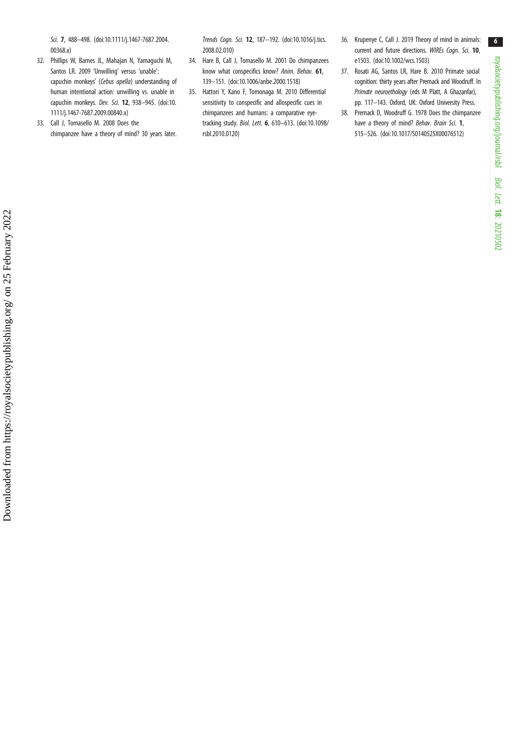*Sci.* **7**, 488–498. (doi:10.1111/j.1467-7687.2004.00368.x)

32. Phillips W, Barnes JL, Mahajan N, Yamaguchi M, Santos LR. 2009 'Unwilling' versus 'unable': capuchin monkeys' (*Cebus apella*) understanding of human intentional action: unwilling vs. unable in capuchin monkeys. *Dev. Sci.* **12**, 938–945. (doi:10.1111/j.1467-7687.2009.00840.x)
33. Call J, Tomasello M. 2008 Does the chimpanzee have a theory of mind? 30 years later. *Trends Cogn. Sci.* **12**, 187–192. (doi:10.1016/j.tics.2008.02.010)
34. Hare B, Call J, Tomasello M. 2001 Do chimpanzees know what conspecifics know? *Anim. Behav.* **61**, 139–151. (doi:10.1006/anbe.2000.1518)
35. Hattori Y, Kano F, Tomonaga M. 2010 Differential sensitivity to conspecific and allospecific cues in chimpanzees and humans: a comparative eye-tracking study. *Biol. Lett.* **6**, 610–613. (doi:10.1098/rsbl.2010.0120)
36. Krupenye C, Call J. 2019 Theory of mind in animals: current and future directions. *WIREs Cogn. Sci.* **10**, e1503. (doi:10.1002/wcs.1503)
37. Rosati AG, Santos LR, Hare B. 2010 Primate social cognition: thirty years after Premack and Woodruff. In *Primate neuroethology* (eds M Platt, A Ghazanfar), pp. 117–143. Oxford, UK: Oxford University Press.
38. Premack D, Woodruff G. 1978 Does the chimpanzee have a theory of mind? *Behav. Brain Sci.* **1**, 515–526. (doi:10.1017/S0140525X00076512)